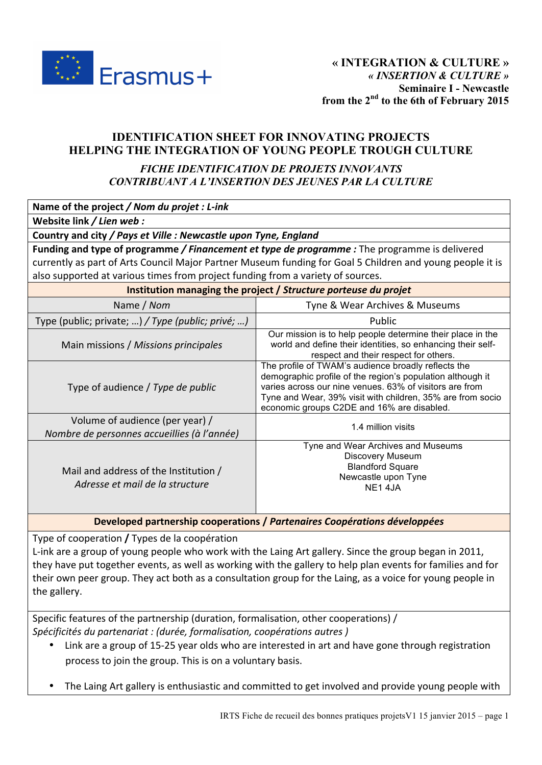**« INTEGRATION & CULTURE »**
***« INSERTION & CULTURE »***
**Seminaire I - Newcastle**
**from the 2nd to the 6th of February 2015**

## IDENTIFICATION SHEET FOR INNOVATING PROJECTS HELPING THE INTEGRATION OF YOUNG PEOPLE TROUGH CULTURE

### *FICHE IDENTIFICATION DE PROJETS INNOVANTS CONTRIBUANT A L'INSERTION DES JEUNES PAR LA CULTURE*

**Name of the project / *Nom du projet : L-ink***

**Website link / *Lien web :***

**Country and city / *Pays et Ville : Newcastle upon Tyne, England***

**Funding and type of programme / *Financement et type de programme :*** The programme is delivered currently as part of Arts Council Major Partner Museum funding for Goal 5 Children and young people it is also supported at various times from project funding from a variety of sources.

**Institution managing the project / *Structure porteuse du projet***

| | |
|---|---|
| Name / *Nom* | Tyne & Wear Archives & Museums |
| Type (public; private; …) / *Type (public; privé; …)* | Public |
| Main missions / *Missions principales* | Our mission is to help people determine their place in the world and define their identities, so enhancing their self-respect and their respect for others. |
| Type of audience / *Type de public* | The profile of TWAM's audience broadly reflects the demographic profile of the region's population although it varies across our nine venues. 63% of visitors are from Tyne and Wear, 39% visit with children, 35% are from socio economic groups C2DE and 16% are disabled. |
| Volume of audience (per year) / *Nombre de personnes accueillies (à l'année)* | 1.4 million visits |
| Mail and address of the Institution / *Adresse et mail de la structure* | Tyne and Wear Archives and Museums<br>Discovery Museum<br>Blandford Square<br>Newcastle upon Tyne<br>NE1 4JA |

**Developed partnership cooperations / *Partenaires Coopérations développées***

Type of cooperation **/** Types de la coopération
L-ink are a group of young people who work with the Laing Art gallery. Since the group began in 2011, they have put together events, as well as working with the gallery to help plan events for families and for their own peer group. They act both as a consultation group for the Laing, as a voice for young people in the gallery.

Specific features of the partnership (duration, formalisation, other cooperations) /
*Spécificités du partenariat : (durée, formalisation, coopérations autres )*

- Link are a group of 15-25 year olds who are interested in art and have gone through registration process to join the group. This is on a voluntary basis.
- The Laing Art gallery is enthusiastic and committed to get involved and provide young people with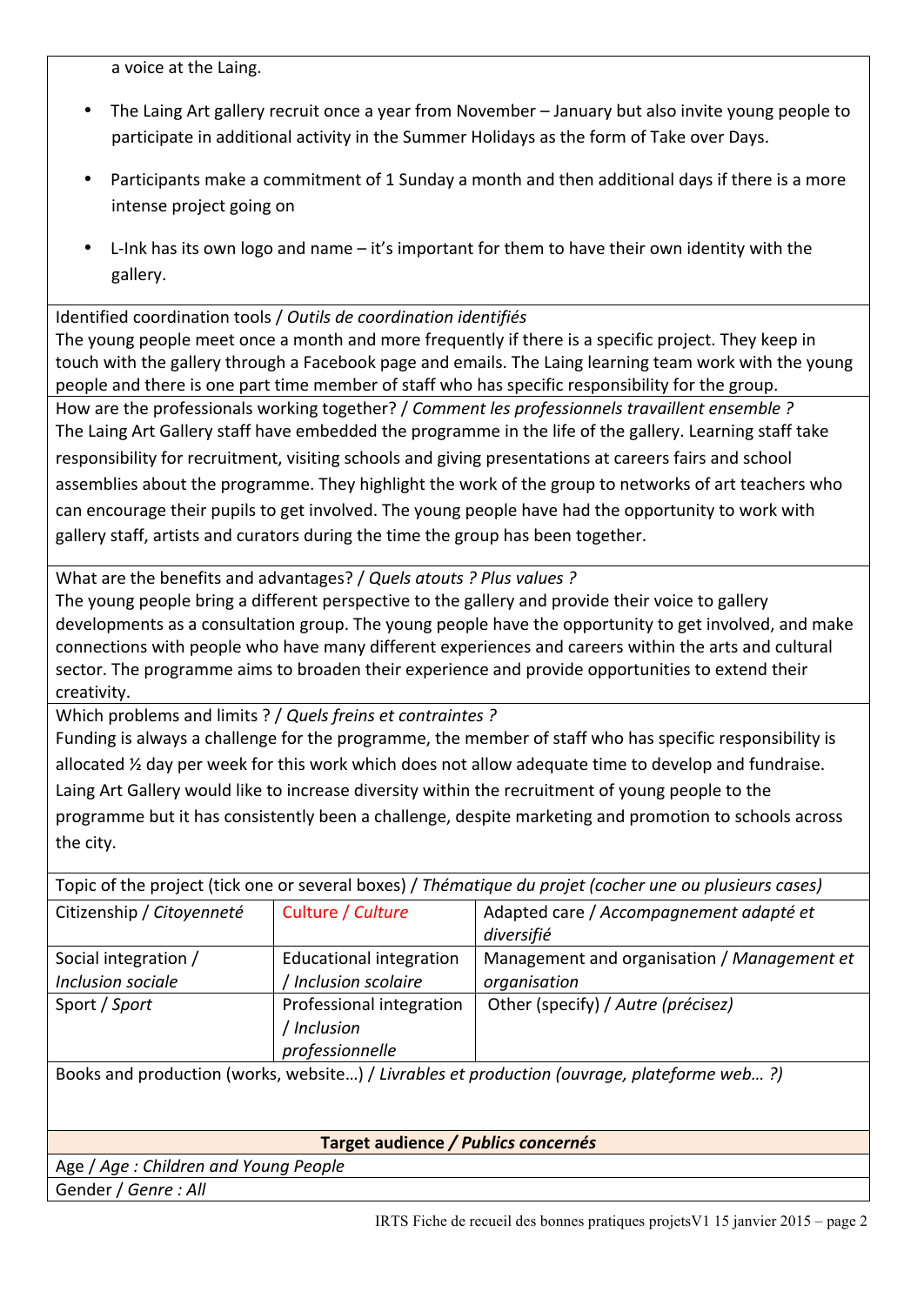a voice at the Laing.

- The Laing Art gallery recruit once a year from November – January but also invite young people to participate in additional activity in the Summer Holidays as the form of Take over Days.
- Participants make a commitment of 1 Sunday a month and then additional days if there is a more intense project going on
- L-Ink has its own logo and name – it's important for them to have their own identity with the gallery.

Identified coordination tools / *Outils de coordination identifiés*

The young people meet once a month and more frequently if there is a specific project. They keep in touch with the gallery through a Facebook page and emails. The Laing learning team work with the young people and there is one part time member of staff who has specific responsibility for the group.

How are the professionals working together? / *Comment les professionnels travaillent ensemble ?*

The Laing Art Gallery staff have embedded the programme in the life of the gallery. Learning staff take responsibility for recruitment, visiting schools and giving presentations at careers fairs and school assemblies about the programme. They highlight the work of the group to networks of art teachers who can encourage their pupils to get involved. The young people have had the opportunity to work with gallery staff, artists and curators during the time the group has been together.

What are the benefits and advantages? / *Quels atouts ? Plus values ?*

The young people bring a different perspective to the gallery and provide their voice to gallery developments as a consultation group. The young people have the opportunity to get involved, and make connections with people who have many different experiences and careers within the arts and cultural sector. The programme aims to broaden their experience and provide opportunities to extend their creativity.

Which problems and limits ? / *Quels freins et contraintes ?*

Funding is always a challenge for the programme, the member of staff who has specific responsibility is allocated ½ day per week for this work which does not allow adequate time to develop and fundraise. Laing Art Gallery would like to increase diversity within the recruitment of young people to the programme but it has consistently been a challenge, despite marketing and promotion to schools across the city.

Topic of the project (tick one or several boxes) / *Thématique du projet (cocher une ou plusieurs cases)*

| | | |
|---|---|---|
| Citizenship / *Citoyenneté* | Culture / *Culture* | Adapted care / *Accompagnement adapté et diversifié* |
| Social integration / *Inclusion sociale* | Educational integration / *Inclusion scolaire* | Management and organisation / *Management et organisation* |
| Sport / *Sport* | Professional integration / *Inclusion professionnelle* | Other (specify) / *Autre (précisez)* |

Books and production (works, website…) / *Livrables et production (ouvrage, plateforme web… ?)*

**Target audience / *Publics concernés***

Age / *Age : Children and Young People*

Gender / *Genre : All*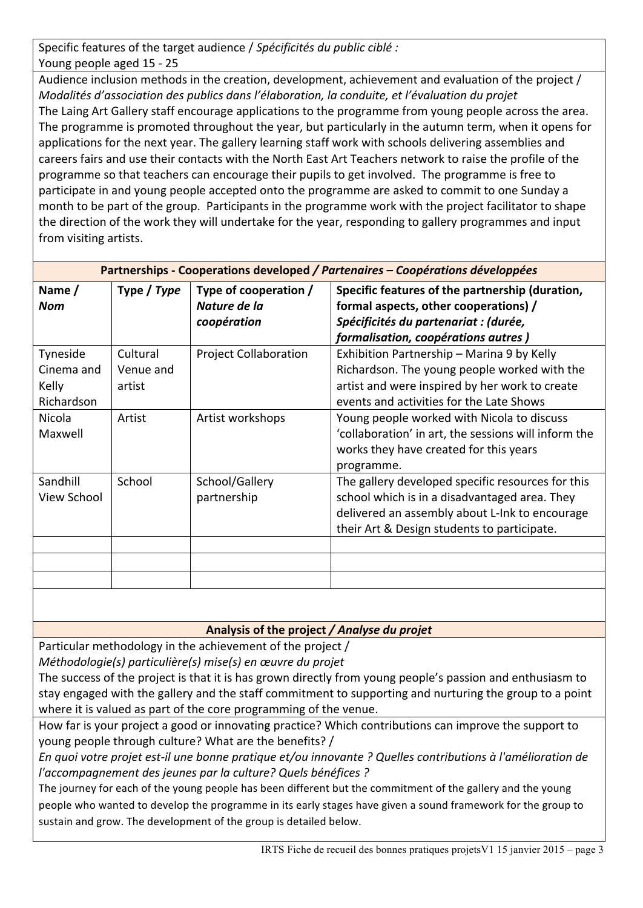Specific features of the target audience / *Spécificités du public ciblé :*
Young people aged 15 - 25

Audience inclusion methods in the creation, development, achievement and evaluation of the project / *Modalités d'association des publics dans l'élaboration, la conduite, et l'évaluation du projet*
The Laing Art Gallery staff encourage applications to the programme from young people across the area. The programme is promoted throughout the year, but particularly in the autumn term, when it opens for applications for the next year. The gallery learning staff work with schools delivering assemblies and careers fairs and use their contacts with the North East Art Teachers network to raise the profile of the programme so that teachers can encourage their pupils to get involved. The programme is free to participate in and young people accepted onto the programme are asked to commit to one Sunday a month to be part of the group. Participants in the programme work with the project facilitator to shape the direction of the work they will undertake for the year, responding to gallery programmes and input from visiting artists.

**Partnerships - Cooperations developed / *Partenaires – Coopérations développées***

| **Name / *Nom*** | **Type / *Type*** | **Type of cooperation / *Nature de la coopération*** | **Specific features of the partnership (duration, formal aspects, other cooperations) / *Spécificités du partenariat : (durée, formalisation, coopérations autres )*** |
|---|---|---|---|
| Tyneside Cinema and Kelly Richardson | Cultural Venue and artist | Project Collaboration | Exhibition Partnership – Marina 9 by Kelly Richardson. The young people worked with the artist and were inspired by her work to create events and activities for the Late Shows |
| Nicola Maxwell | Artist | Artist workshops | Young people worked with Nicola to discuss 'collaboration' in art, the sessions will inform the works they have created for this years programme. |
| Sandhill View School | School | School/Gallery partnership | The gallery developed specific resources for this school which is in a disadvantaged area. They delivered an assembly about L-Ink to encourage their Art & Design students to participate. |
| | | | |
| | | | |
| | | | |

**Analysis of the project / *Analyse du projet***

Particular methodology in the achievement of the project /
*Méthodologie(s) particulière(s) mise(s) en œuvre du projet*
The success of the project is that it is has grown directly from young people's passion and enthusiasm to stay engaged with the gallery and the staff commitment to supporting and nurturing the group to a point where it is valued as part of the core programming of the venue.

How far is your project a good or innovating practice? Which contributions can improve the support to young people through culture? What are the benefits? /
*En quoi votre projet est-il une bonne pratique et/ou innovante ? Quelles contributions à l'amélioration de l'accompagnement des jeunes par la culture? Quels bénéfices ?*
The journey for each of the young people has been different but the commitment of the gallery and the young people who wanted to develop the programme in its early stages have given a sound framework for the group to sustain and grow. The development of the group is detailed below.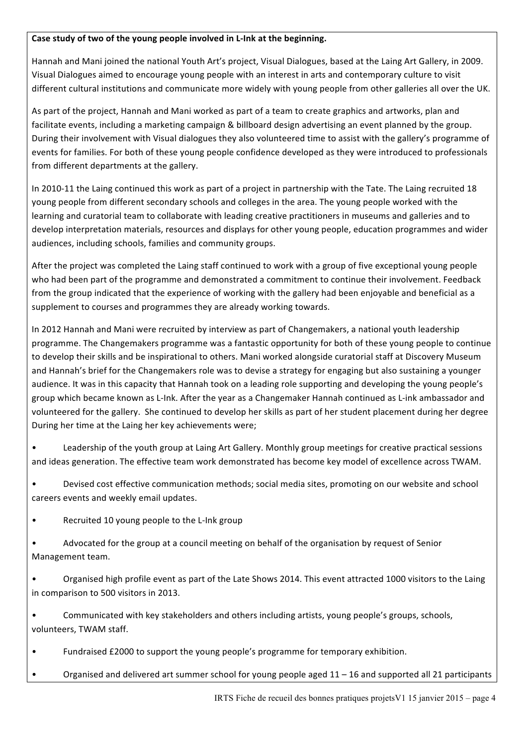**Case study of two of the young people involved in L-Ink at the beginning.**

Hannah and Mani joined the national Youth Art's project, Visual Dialogues, based at the Laing Art Gallery, in 2009. Visual Dialogues aimed to encourage young people with an interest in arts and contemporary culture to visit different cultural institutions and communicate more widely with young people from other galleries all over the UK.

As part of the project, Hannah and Mani worked as part of a team to create graphics and artworks, plan and facilitate events, including a marketing campaign & billboard design advertising an event planned by the group. During their involvement with Visual dialogues they also volunteered time to assist with the gallery's programme of events for families. For both of these young people confidence developed as they were introduced to professionals from different departments at the gallery.

In 2010-11 the Laing continued this work as part of a project in partnership with the Tate. The Laing recruited 18 young people from different secondary schools and colleges in the area. The young people worked with the learning and curatorial team to collaborate with leading creative practitioners in museums and galleries and to develop interpretation materials, resources and displays for other young people, education programmes and wider audiences, including schools, families and community groups.

After the project was completed the Laing staff continued to work with a group of five exceptional young people who had been part of the programme and demonstrated a commitment to continue their involvement. Feedback from the group indicated that the experience of working with the gallery had been enjoyable and beneficial as a supplement to courses and programmes they are already working towards.

In 2012 Hannah and Mani were recruited by interview as part of Changemakers, a national youth leadership programme. The Changemakers programme was a fantastic opportunity for both of these young people to continue to develop their skills and be inspirational to others. Mani worked alongside curatorial staff at Discovery Museum and Hannah's brief for the Changemakers role was to devise a strategy for engaging but also sustaining a younger audience. It was in this capacity that Hannah took on a leading role supporting and developing the young people's group which became known as L-Ink. After the year as a Changemaker Hannah continued as L-ink ambassador and volunteered for the gallery. She continued to develop her skills as part of her student placement during her degree During her time at the Laing her key achievements were;

- Leadership of the youth group at Laing Art Gallery. Monthly group meetings for creative practical sessions and ideas generation. The effective team work demonstrated has become key model of excellence across TWAM.
- Devised cost effective communication methods; social media sites, promoting on our website and school careers events and weekly email updates.
- Recruited 10 young people to the L-Ink group
- Advocated for the group at a council meeting on behalf of the organisation by request of Senior Management team.
- Organised high profile event as part of the Late Shows 2014. This event attracted 1000 visitors to the Laing in comparison to 500 visitors in 2013.
- Communicated with key stakeholders and others including artists, young people's groups, schools, volunteers, TWAM staff.
- Fundraised £2000 to support the young people's programme for temporary exhibition.
- Organised and delivered art summer school for young people aged 11 – 16 and supported all 21 participants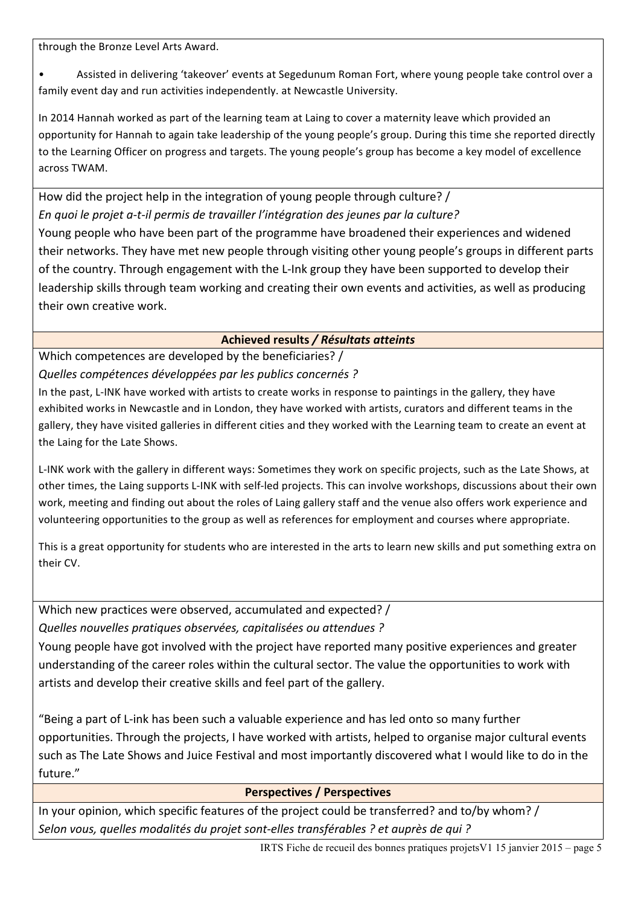through the Bronze Level Arts Award.

- Assisted in delivering 'takeover' events at Segedunum Roman Fort, where young people take control over a family event day and run activities independently. at Newcastle University.

In 2014 Hannah worked as part of the learning team at Laing to cover a maternity leave which provided an opportunity for Hannah to again take leadership of the young people's group. During this time she reported directly to the Learning Officer on progress and targets. The young people's group has become a key model of excellence across TWAM.

How did the project help in the integration of young people through culture? / *En quoi le projet a-t-il permis de travailler l'intégration des jeunes par la culture?*

Young people who have been part of the programme have broadened their experiences and widened their networks. They have met new people through visiting other young people's groups in different parts of the country. Through engagement with the L-Ink group they have been supported to develop their leadership skills through team working and creating their own events and activities, as well as producing their own creative work.

## Achieved results / *Résultats atteints*

Which competences are developed by the beneficiaries? / *Quelles compétences développées par les publics concernés ?*

In the past, L-INK have worked with artists to create works in response to paintings in the gallery, they have exhibited works in Newcastle and in London, they have worked with artists, curators and different teams in the gallery, they have visited galleries in different cities and they worked with the Learning team to create an event at the Laing for the Late Shows.

L-INK work with the gallery in different ways: Sometimes they work on specific projects, such as the Late Shows, at other times, the Laing supports L-INK with self-led projects. This can involve workshops, discussions about their own work, meeting and finding out about the roles of Laing gallery staff and the venue also offers work experience and volunteering opportunities to the group as well as references for employment and courses where appropriate.

This is a great opportunity for students who are interested in the arts to learn new skills and put something extra on their CV.

Which new practices were observed, accumulated and expected? / *Quelles nouvelles pratiques observées, capitalisées ou attendues ?*

Young people have got involved with the project have reported many positive experiences and greater understanding of the career roles within the cultural sector. The value the opportunities to work with artists and develop their creative skills and feel part of the gallery.

"Being a part of L-ink has been such a valuable experience and has led onto so many further opportunities. Through the projects, I have worked with artists, helped to organise major cultural events such as The Late Shows and Juice Festival and most importantly discovered what I would like to do in the future."

## Perspectives / Perspectives

In your opinion, which specific features of the project could be transferred? and to/by whom? / *Selon vous, quelles modalités du projet sont-elles transférables ? et auprès de qui ?*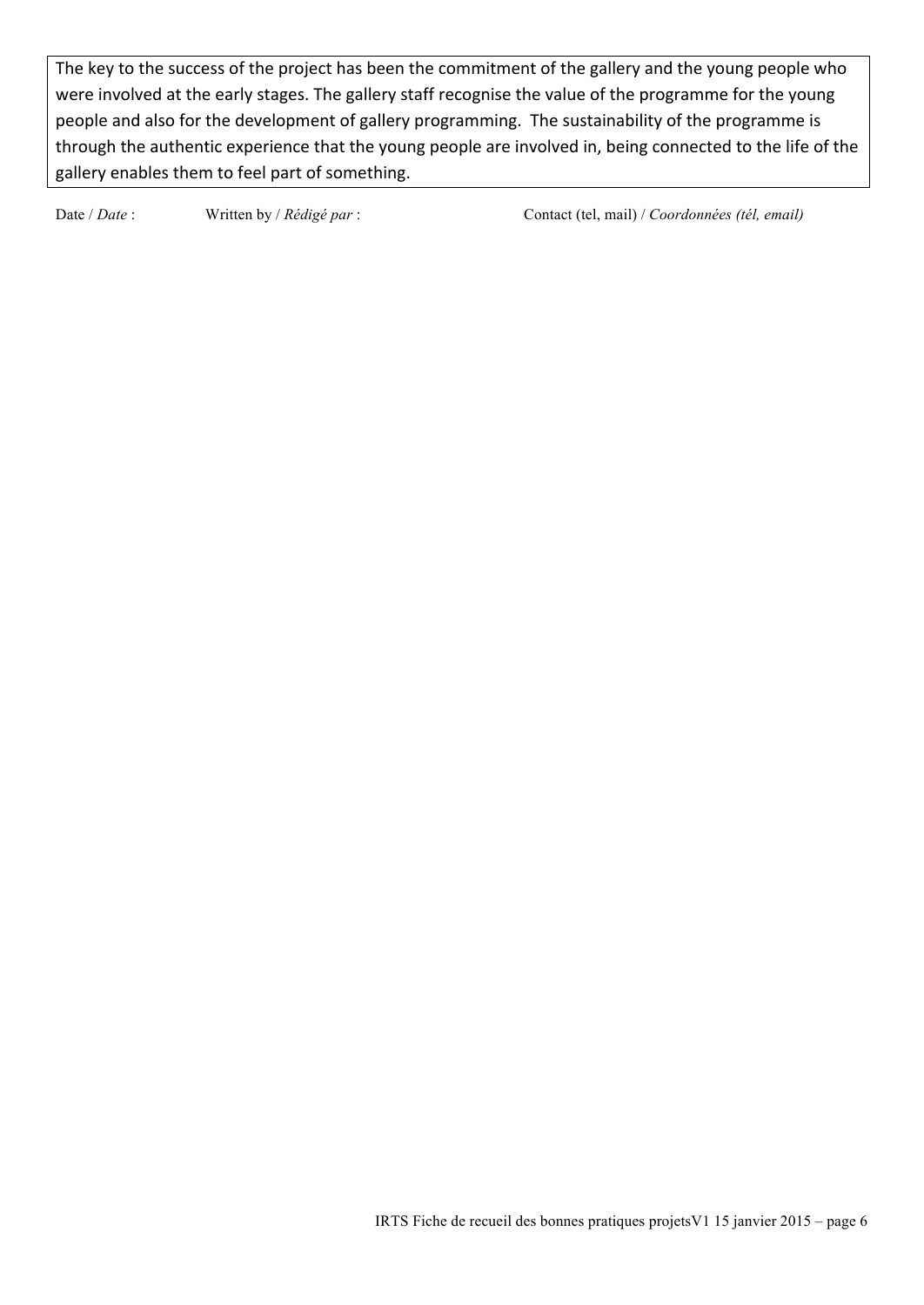The key to the success of the project has been the commitment of the gallery and the young people who were involved at the early stages. The gallery staff recognise the value of the programme for the young people and also for the development of gallery programming. The sustainability of the programme is through the authentic experience that the young people are involved in, being connected to the life of the gallery enables them to feel part of something.

Date / *Date* : Written by / *Rédigé par* : Contact (tel, mail) / *Coordonnées (tél, email)*